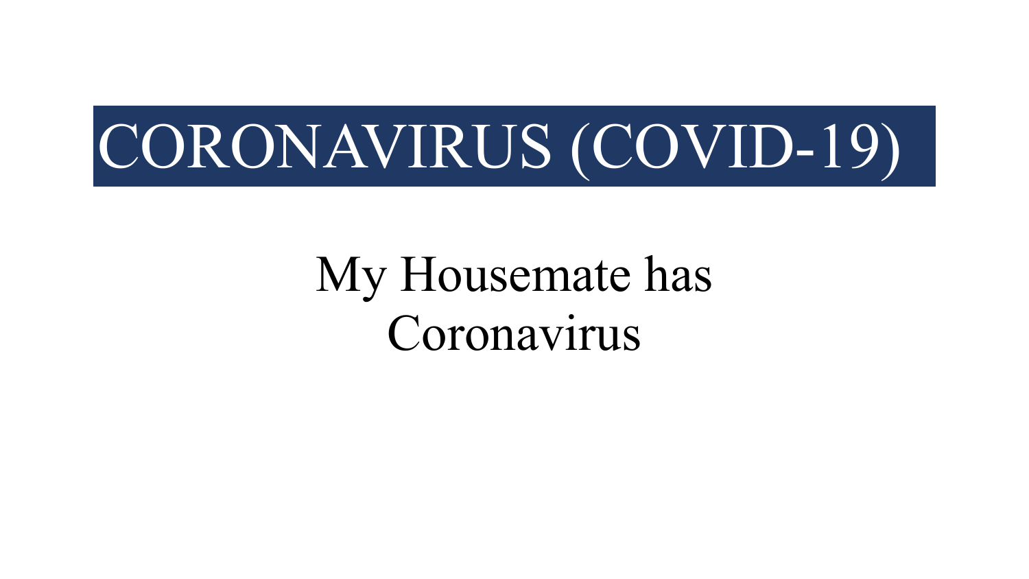# CORONAVIRUS (COVID-19)

## My Housemate has Coronavirus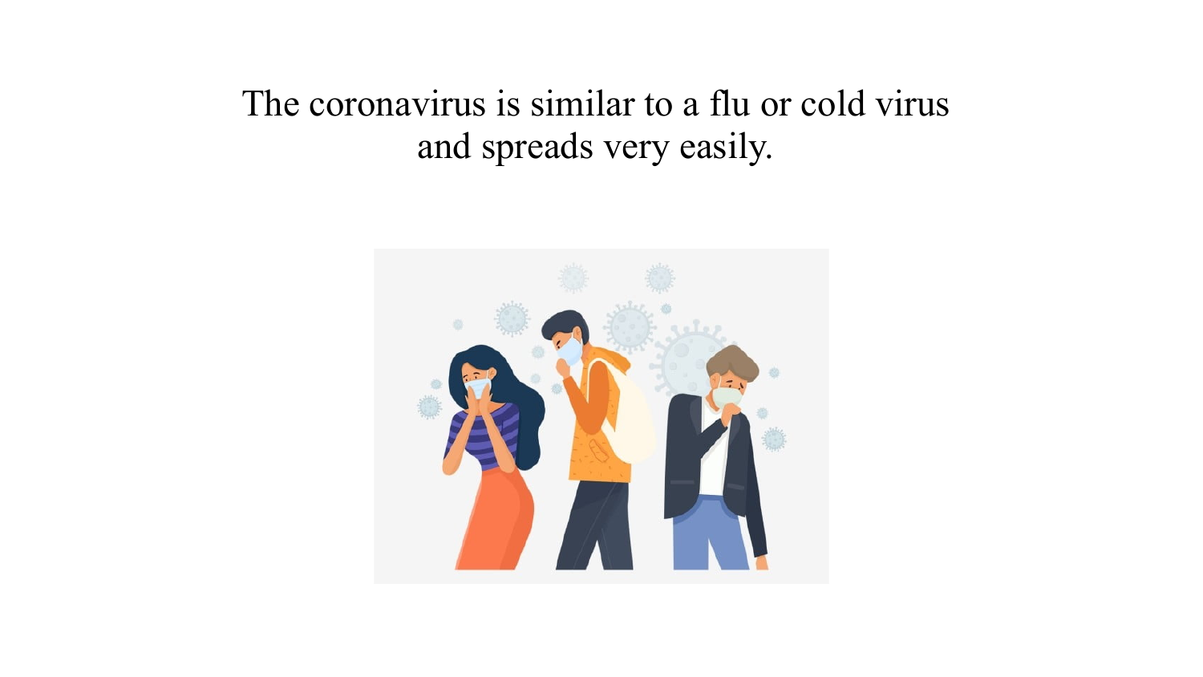The coronavirus is similar to a flu or cold virus and spreads very easily.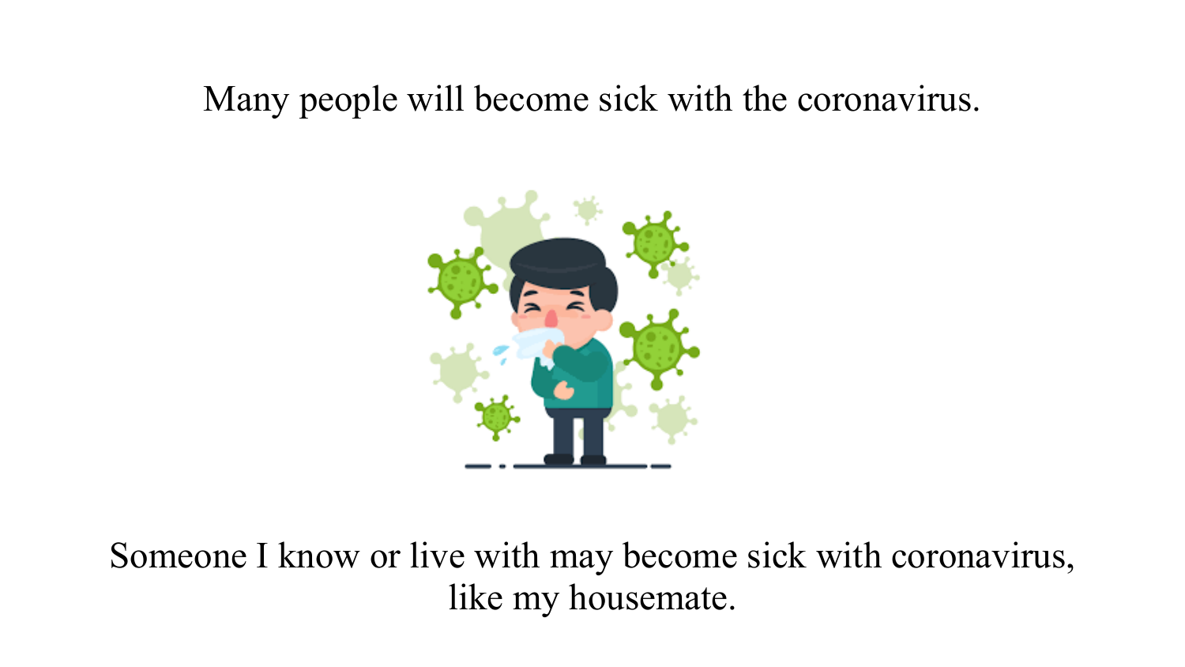Many people will become sick with the coronavirus.

Someone I know or live with may become sick with coronavirus, like my housemate.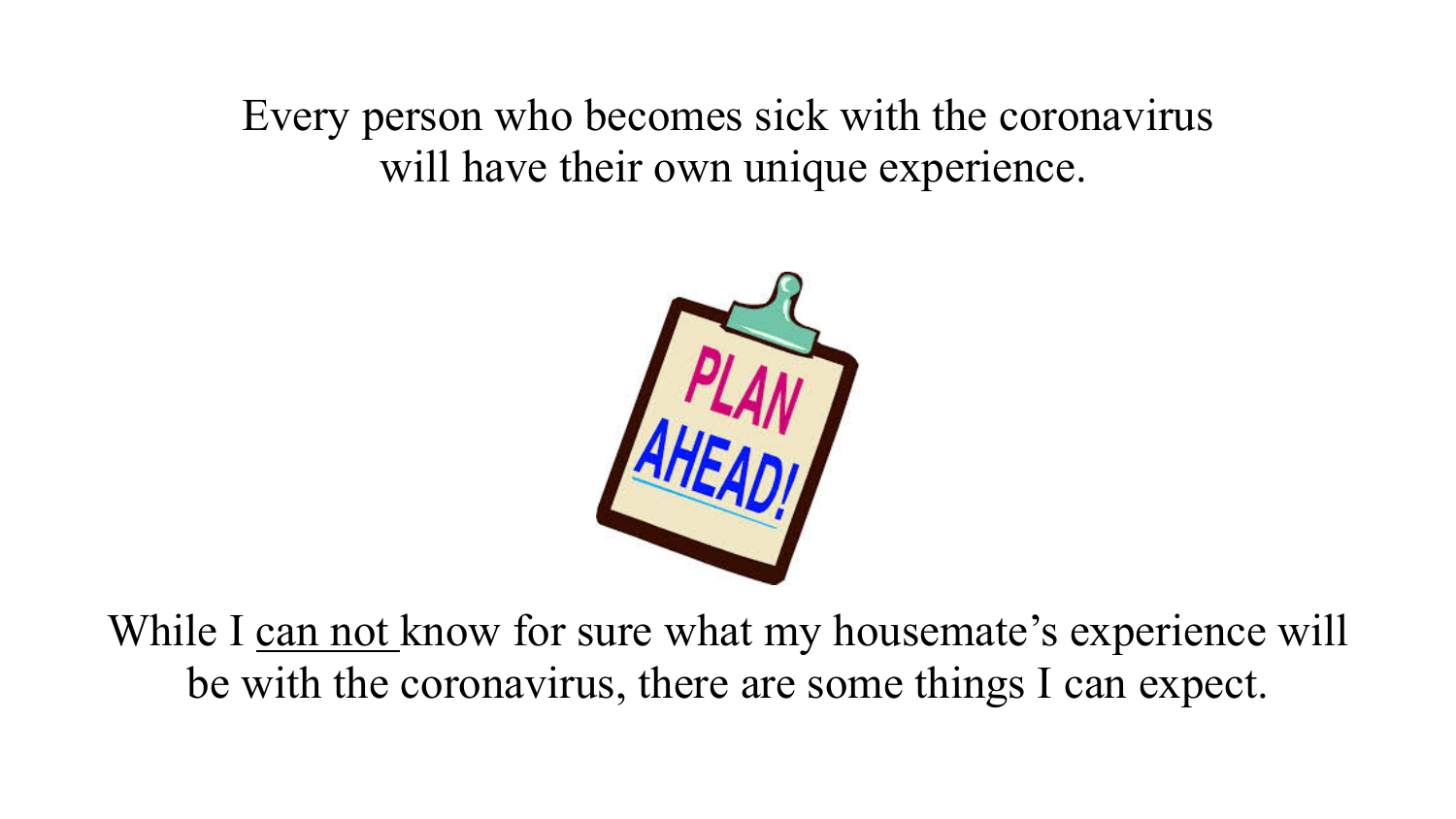Every person who becomes sick with the coronavirus will have their own unique experience.

While I <u>can not</u> know for sure what my housemate's experience will be with the coronavirus, there are some things I can expect.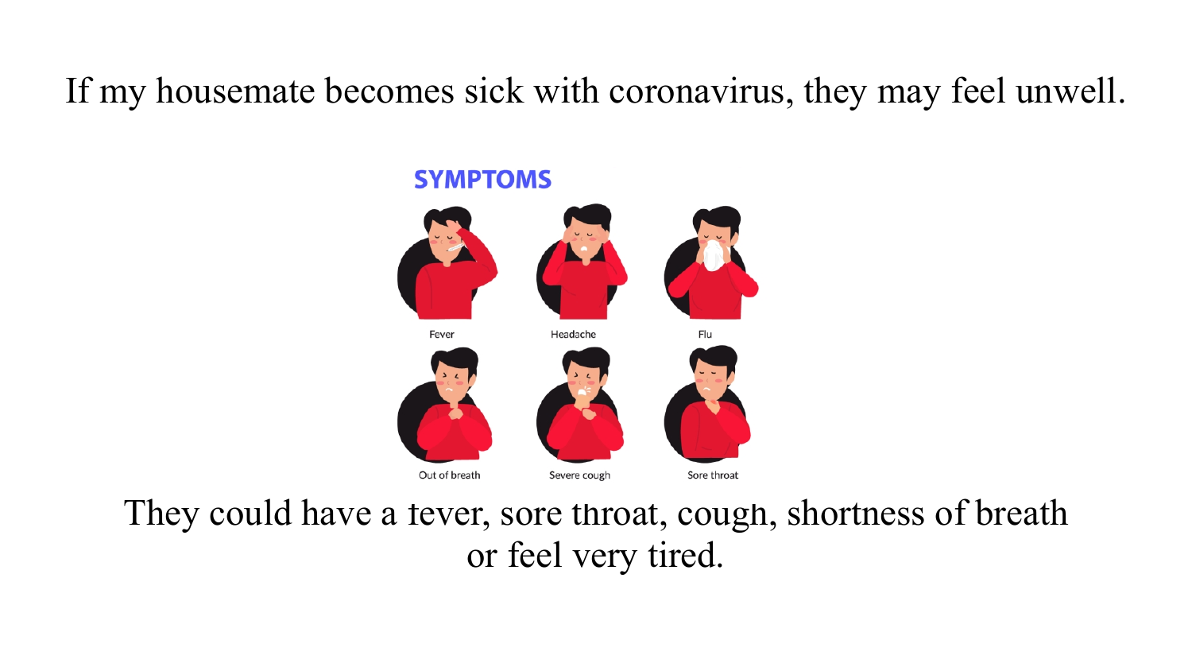If my housemate becomes sick with coronavirus, they may feel unwell.

SYMPTOMS

Fever

Headache

Flu

Out of breath

Severe cough

Sore throat

They could have a fever, sore throat, cough, shortness of breath or feel very tired.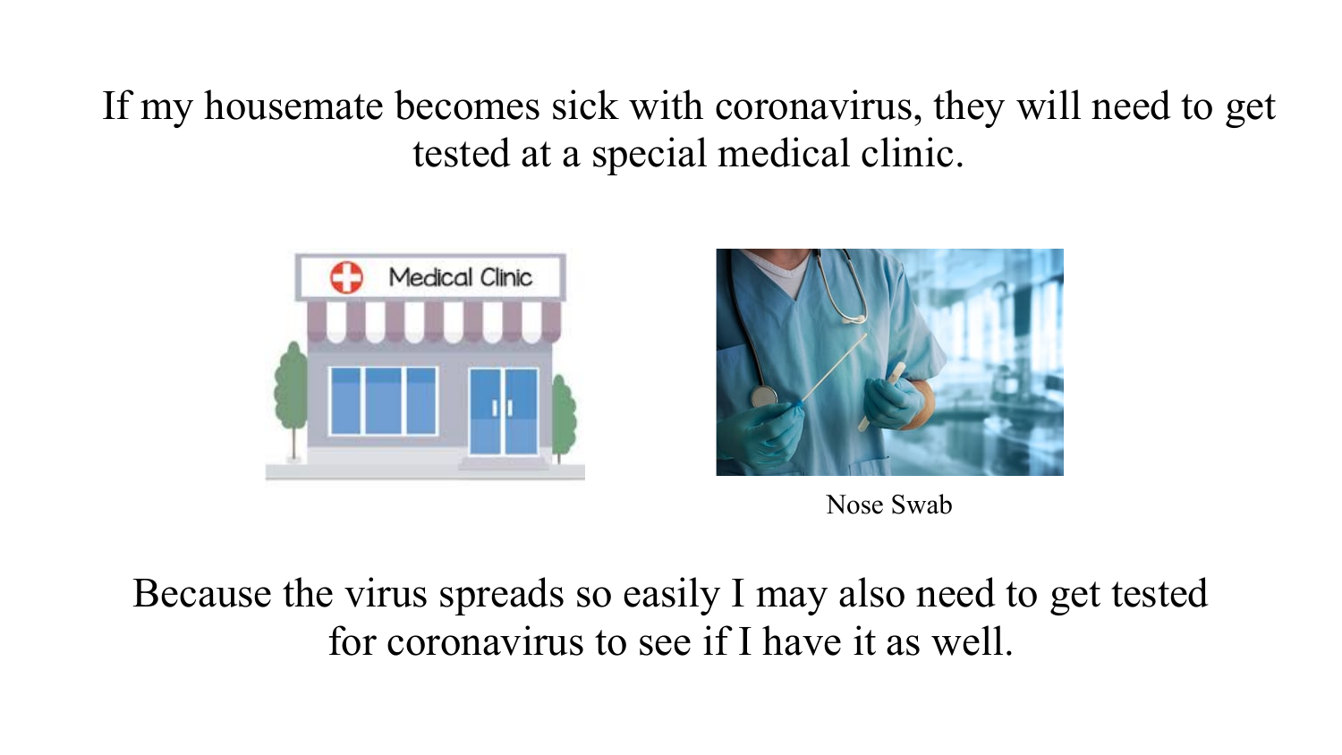If my housemate becomes sick with coronavirus, they will need to get tested at a special medical clinic.

Nose Swab

Because the virus spreads so easily I may also need to get tested for coronavirus to see if I have it as well.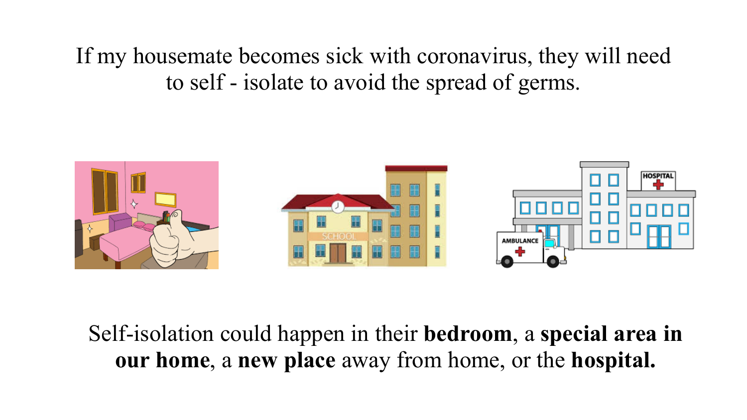If my housemate becomes sick with coronavirus, they will need to self - isolate to avoid the spread of germs.

Self-isolation could happen in their **bedroom**, a **special area in our home**, a **new place** away from home, or the **hospital.**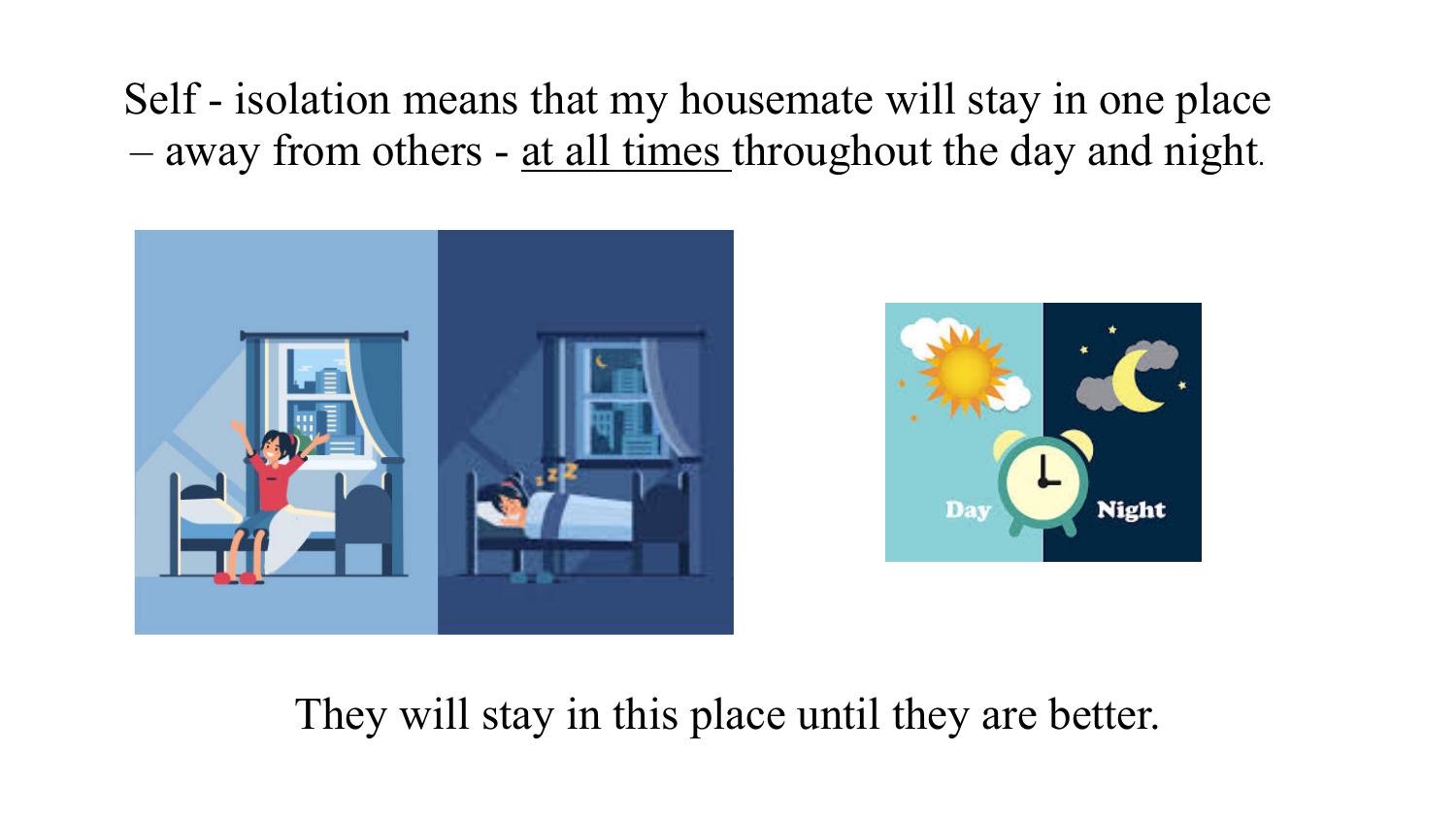Self - isolation means that my housemate will stay in one place – away from others - <u>at all times</u> throughout the day and night.

They will stay in this place until they are better.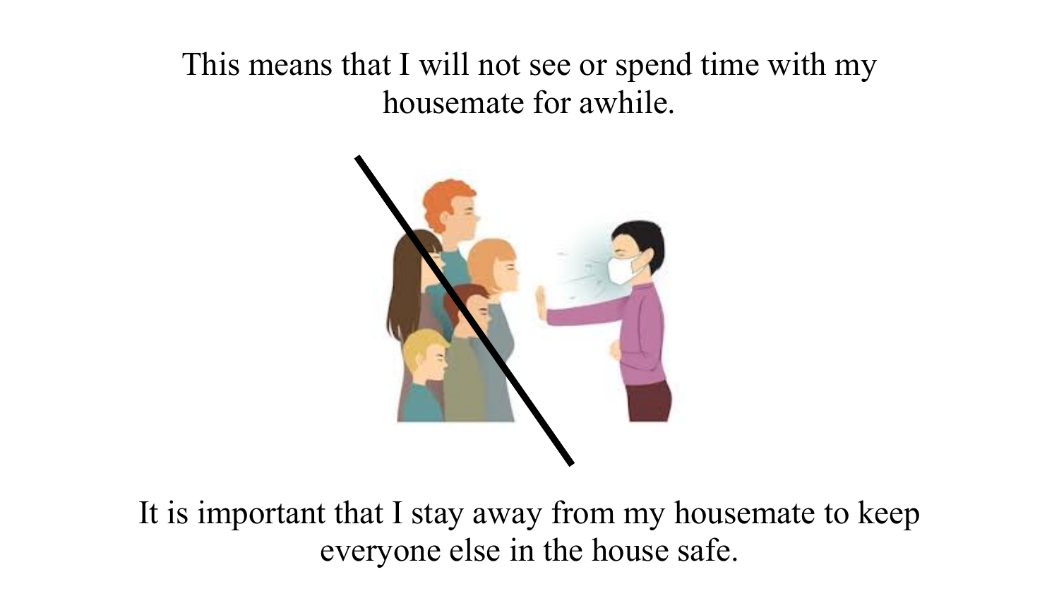This means that I will not see or spend time with my housemate for awhile.

It is important that I stay away from my housemate to keep everyone else in the house safe.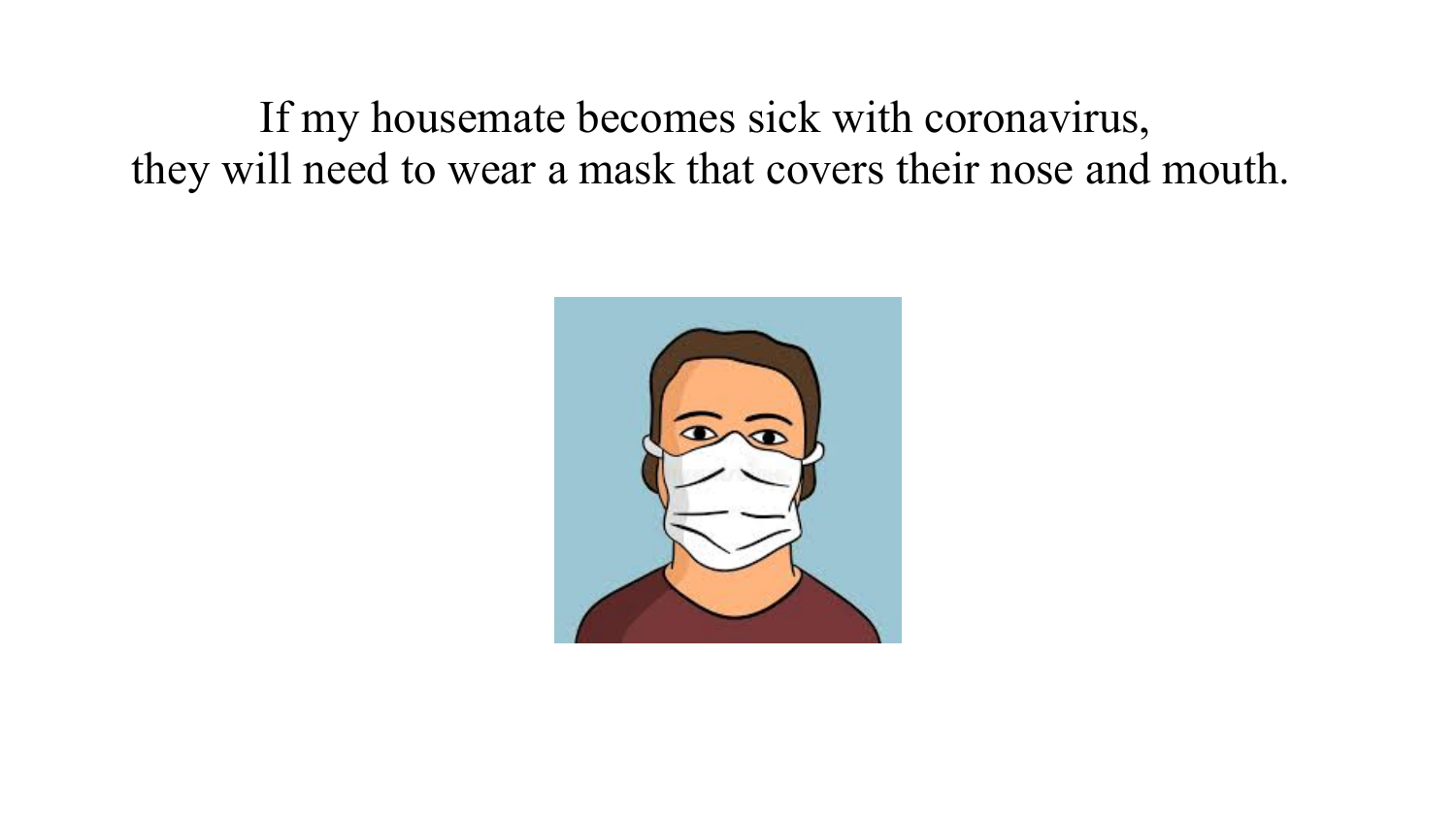If my housemate becomes sick with coronavirus,
they will need to wear a mask that covers their nose and mouth.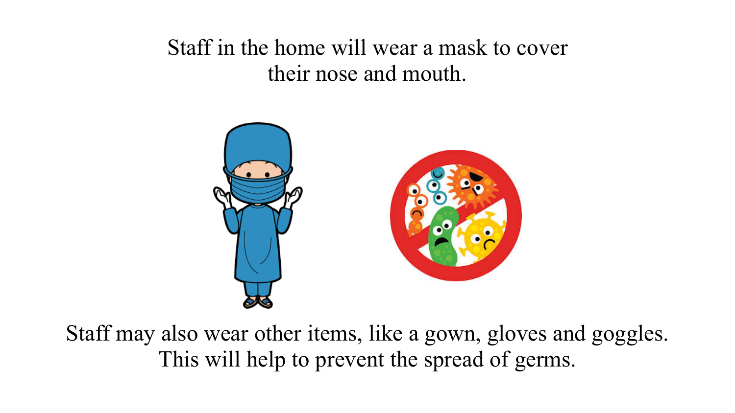Staff in the home will wear a mask to cover their nose and mouth.

Staff may also wear other items, like a gown, gloves and goggles. This will help to prevent the spread of germs.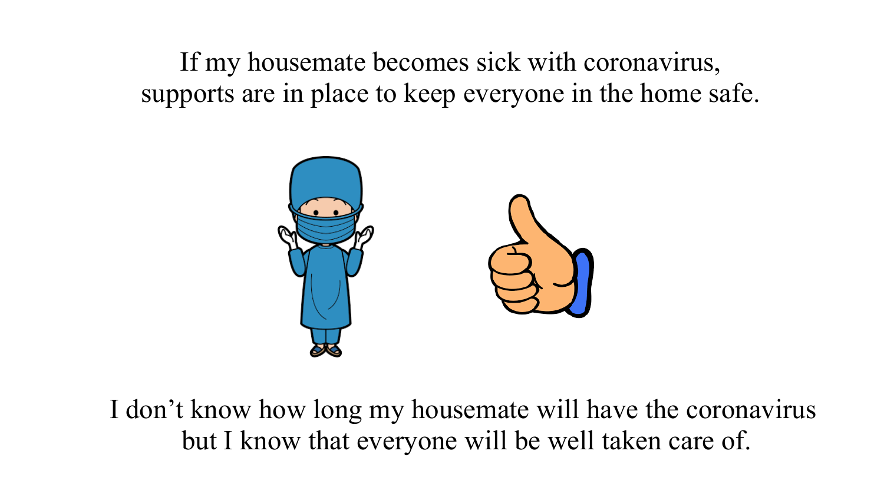If my housemate becomes sick with coronavirus, supports are in place to keep everyone in the home safe.

I don’t know how long my housemate will have the coronavirus but I know that everyone will be well taken care of.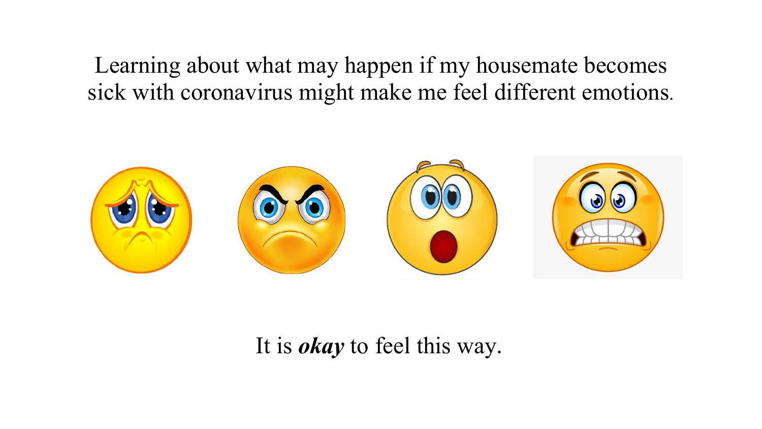Learning about what may happen if my housemate becomes sick with coronavirus might make me feel different emotions.

It is ***okay*** to feel this way.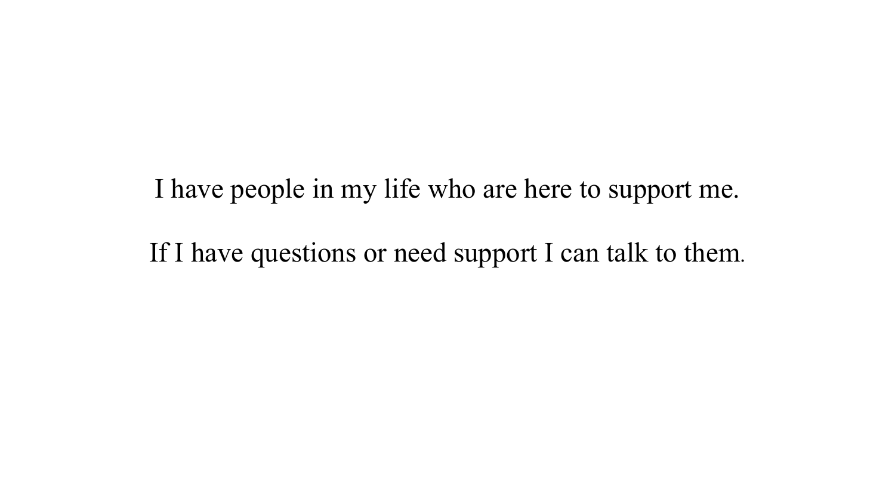I have people in my life who are here to support me.

If I have questions or need support I can talk to them.